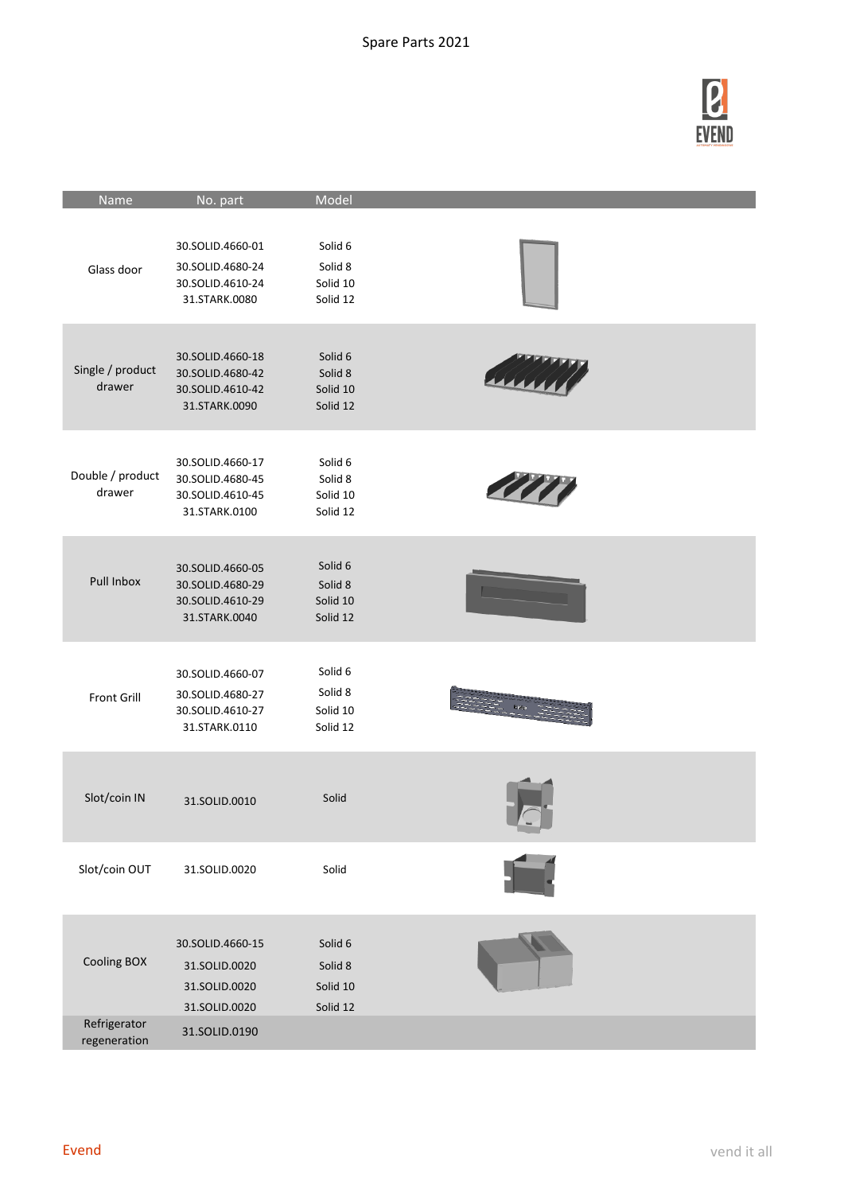Spare Parts 2021

| Name | No. part | Model |
|---|---|---|
| Glass door | 30.SOLID.4660-01<br>30.SOLID.4680-24<br>30.SOLID.4610-24<br>31.STARK.0080 | Solid 6<br>Solid 8<br>Solid 10<br>Solid 12 |
| Single / product drawer | 30.SOLID.4660-18<br>30.SOLID.4680-42<br>30.SOLID.4610-42<br>31.STARK.0090 | Solid 6<br>Solid 8<br>Solid 10<br>Solid 12 |
| Double / product drawer | 30.SOLID.4660-17<br>30.SOLID.4680-45<br>30.SOLID.4610-45<br>31.STARK.0100 | Solid 6<br>Solid 8<br>Solid 10<br>Solid 12 |
| Pull Inbox | 30.SOLID.4660-05<br>30.SOLID.4680-29<br>30.SOLID.4610-29<br>31.STARK.0040 | Solid 6<br>Solid 8<br>Solid 10<br>Solid 12 |
| Front Grill | 30.SOLID.4660-07<br>30.SOLID.4680-27<br>30.SOLID.4610-27<br>31.STARK.0110 | Solid 6<br>Solid 8<br>Solid 10<br>Solid 12 |
| Slot/coin IN | 31.SOLID.0010 | Solid |
| Slot/coin OUT | 31.SOLID.0020 | Solid |
| Cooling BOX | 30.SOLID.4660-15<br>31.SOLID.0020<br>31.SOLID.0020<br>31.SOLID.0020 | Solid 6<br>Solid 8<br>Solid 10<br>Solid 12 |
| Refrigerator regeneration | 31.SOLID.0190 | |

Evend

vend it all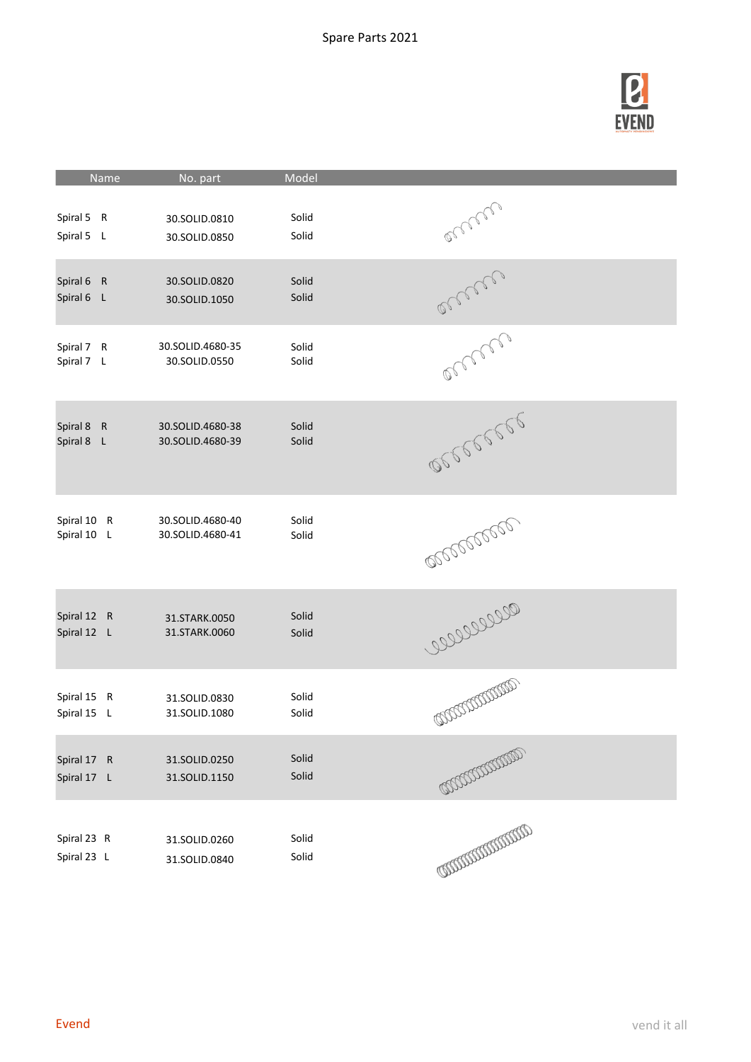| Name | No. part | Model |
|---|---|---|
| Spiral 5 R | 30.SOLID.0810 | Solid |
| Spiral 5 L | 30.SOLID.0850 | Solid |
| Spiral 6 R | 30.SOLID.0820 | Solid |
| Spiral 6 L | 30.SOLID.1050 | Solid |
| Spiral 7 R | 30.SOLID.4680-35 | Solid |
| Spiral 7 L | 30.SOLID.0550 | Solid |
| Spiral 8 R | 30.SOLID.4680-38 | Solid |
| Spiral 8 L | 30.SOLID.4680-39 | Solid |
| Spiral 10 R | 30.SOLID.4680-40 | Solid |
| Spiral 10 L | 30.SOLID.4680-41 | Solid |
| Spiral 12 R | 31.STARK.0050 | Solid |
| Spiral 12 L | 31.STARK.0060 | Solid |
| Spiral 15 R | 31.SOLID.0830 | Solid |
| Spiral 15 L | 31.SOLID.1080 | Solid |
| Spiral 17 R | 31.SOLID.0250 | Solid |
| Spiral 17 L | 31.SOLID.1150 | Solid |
| Spiral 23 R | 31.SOLID.0260 | Solid |
| Spiral 23 L | 31.SOLID.0840 | Solid |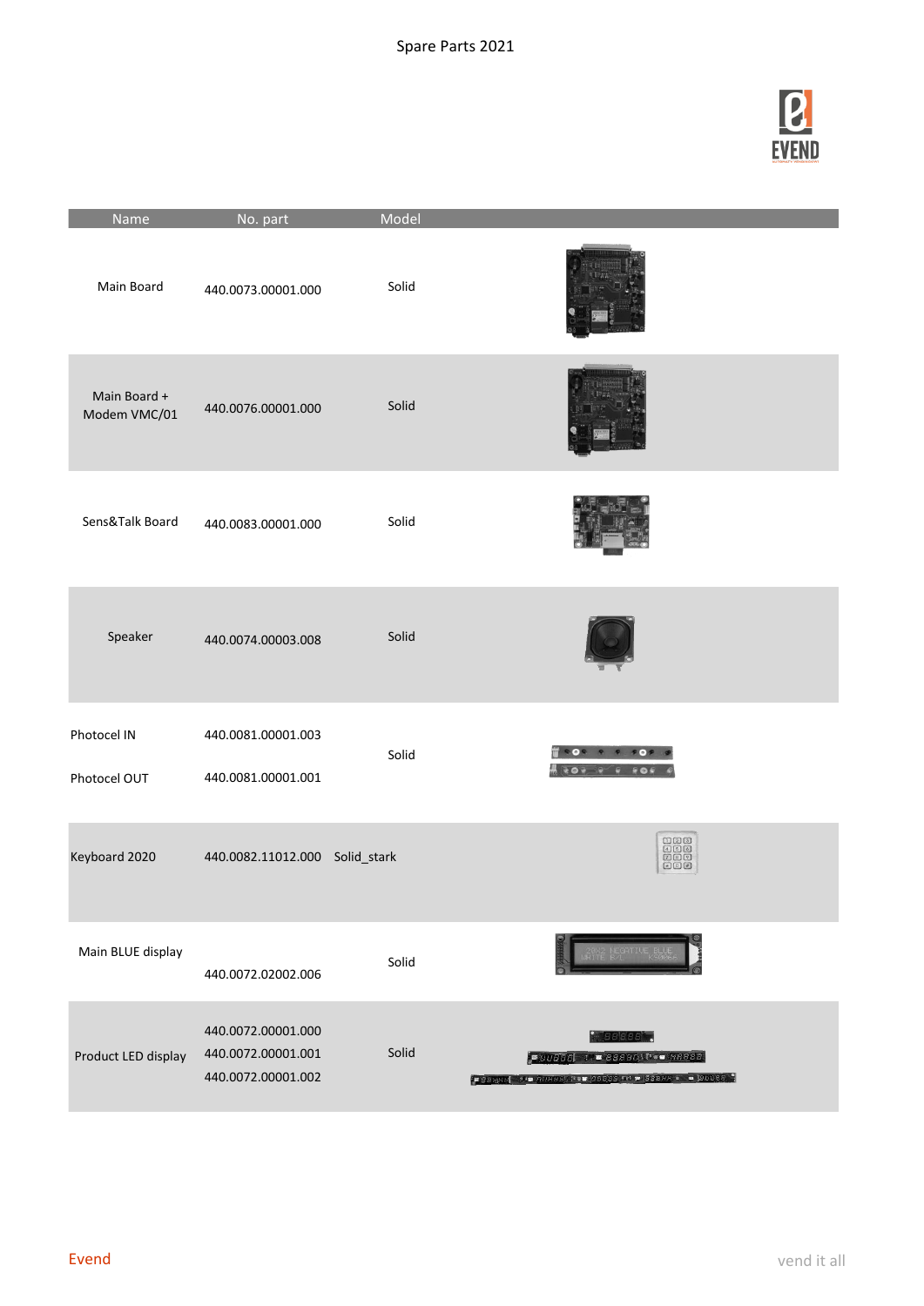Spare Parts 2021

| Name | No. part | Model |
|---|---|---|
| Main Board | 440.0073.00001.000 | Solid |
| Main Board + Modem VMC/01 | 440.0076.00001.000 | Solid |
| Sens&Talk Board | 440.0083.00001.000 | Solid |
| Speaker | 440.0074.00003.008 | Solid |
| Photocel IN<br>Photocel OUT | 440.0081.00001.003<br>440.0081.00001.001 | Solid |
| Keyboard 2020 | 440.0082.11012.000 | Solid_stark |
| Main BLUE display | 440.0072.02002.006 | Solid |
| Product LED display | 440.0072.00001.000<br>440.0072.00001.001<br>440.0072.00001.002 | Solid |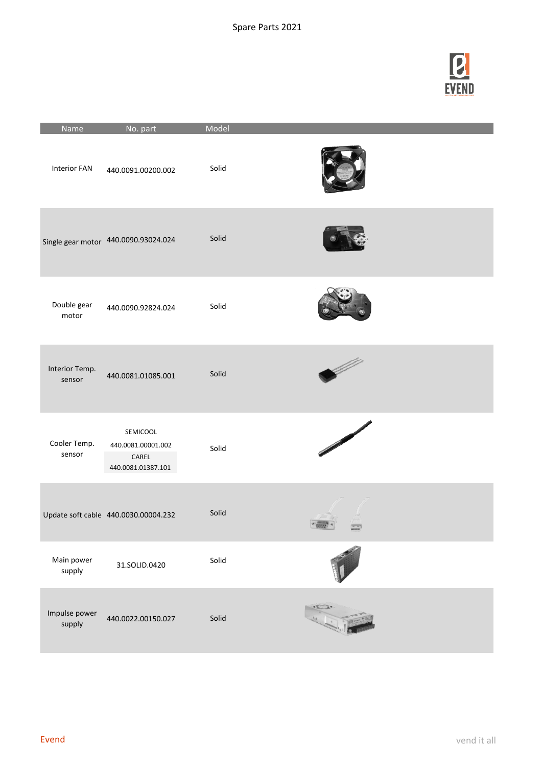| Name | No. part | Model |
|---|---|---|
| Interior FAN | 440.0091.00200.002 | Solid |
| Single gear motor | 440.0090.93024.024 | Solid |
| Double gear motor | 440.0090.92824.024 | Solid |
| Interior Temp. sensor | 440.0081.01085.001 | Solid |
| Cooler Temp. sensor | SEMICOOL 440.0081.00001.002 CAREL 440.0081.01387.101 | Solid |
| Update soft cable | 440.0030.00004.232 | Solid |
| Main power supply | 31.SOLID.0420 | Solid |
| Impulse power supply | 440.0022.00150.027 | Solid |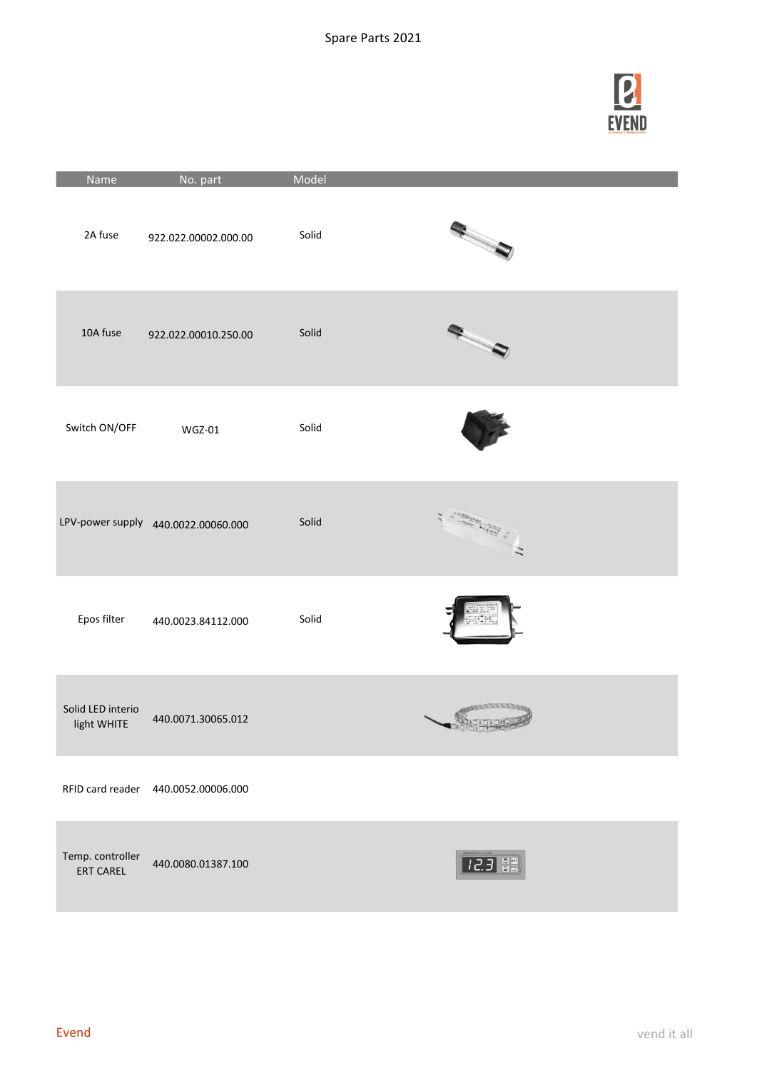# Spare Parts 2021

| Name | No. part | Model |
|---|---|---|
| 2A fuse | 922.022.00002.000.00 | Solid |
| 10A fuse | 922.022.00010.250.00 | Solid |
| Switch ON/OFF | WGZ-01 | Solid |
| LPV-power supply | 440.0022.00060.000 | Solid |
| Epos filter | 440.0023.84112.000 | Solid |
| Solid LED interio light WHITE | 440.0071.30065.012 | |
| RFID card reader | 440.0052.00006.000 | |
| Temp. controller ERT CAREL | 440.0080.01387.100 | |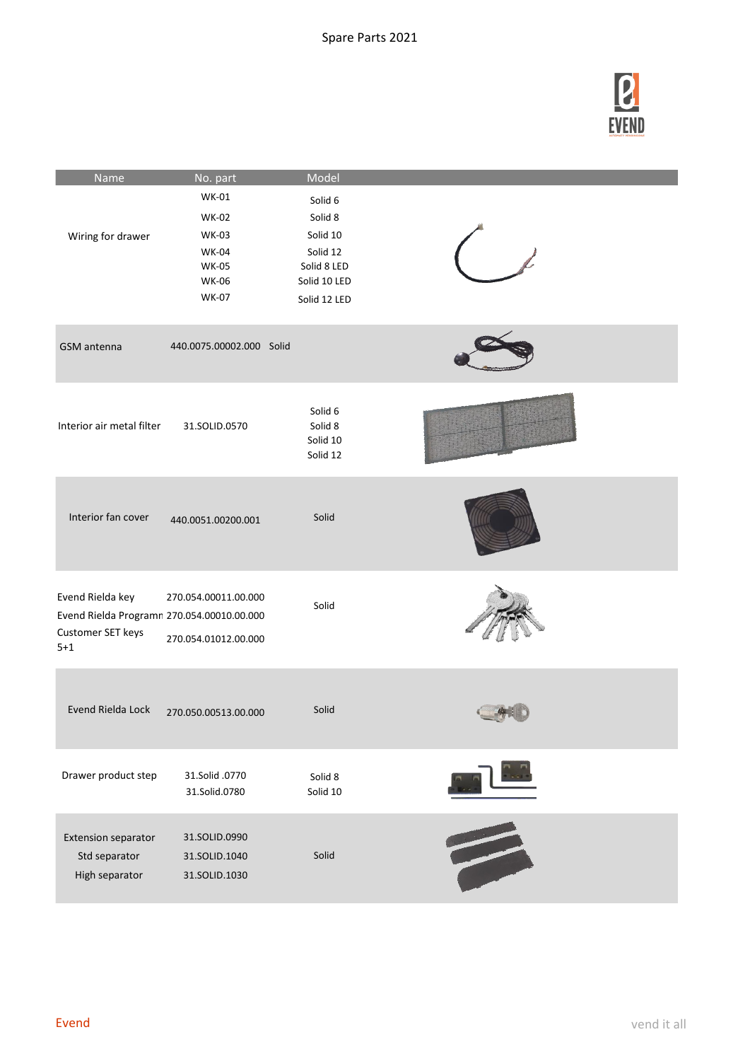| Name | No. part | Model |
|---|---|---|
| Wiring for drawer | WK-01 | Solid 6 |
| | WK-02 | Solid 8 |
| | WK-03 | Solid 10 |
| | WK-04 | Solid 12 |
| | WK-05 | Solid 8 LED |
| | WK-06 | Solid 10 LED |
| | WK-07 | Solid 12 LED |
| GSM antenna | 440.0075.00002.000 | Solid |
| Interior air metal filter | 31.SOLID.0570 | Solid 6 |
| | | Solid 8 |
| | | Solid 10 |
| | | Solid 12 |
| Interior fan cover | 440.0051.00200.001 | Solid |
| Evend Rielda key | 270.054.00011.00.000 | Solid |
| Evend Rielda Programn | 270.054.00010.00.000 | |
| Customer SET keys 5+1 | 270.054.01012.00.000 | |
| Evend Rielda Lock | 270.050.00513.00.000 | Solid |
| Drawer product step | 31.Solid .0770 | Solid 8 |
| | 31.Solid.0780 | Solid 10 |
| Extension separator | 31.SOLID.0990 | Solid |
| Std separator | 31.SOLID.1040 | |
| High separator | 31.SOLID.1030 | |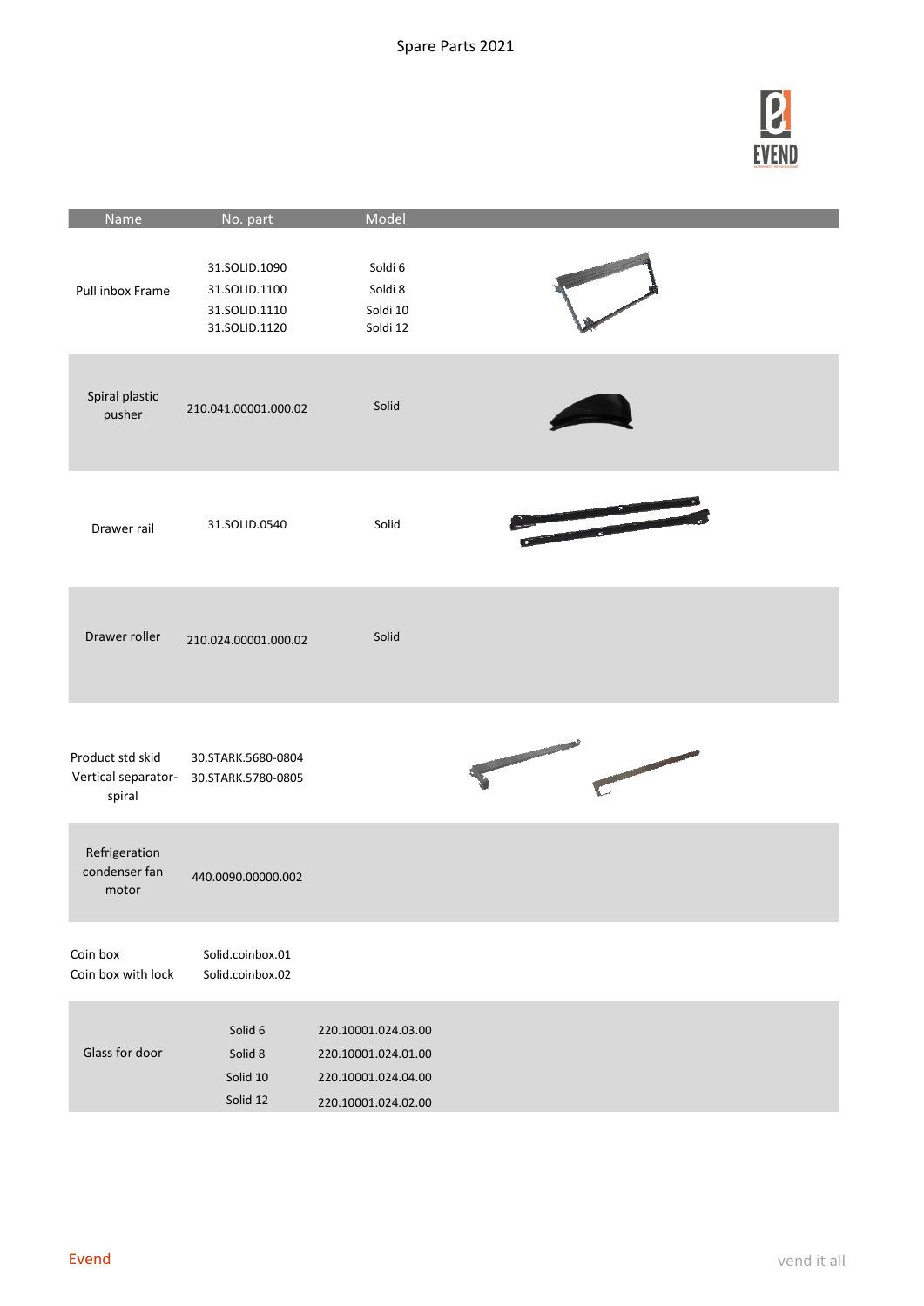# Spare Parts 2021

| Name | No. part | Model |
| --- | --- | --- |
| Pull inbox Frame | 31.SOLID.1090<br>31.SOLID.1100<br>31.SOLID.1110<br>31.SOLID.1120 | Soldi 6<br>Soldi 8<br>Soldi 10<br>Soldi 12 |
| Spiral plastic pusher | 210.041.00001.000.02 | Solid |
| Drawer rail | 31.SOLID.0540 | Solid |
| Drawer roller | 210.024.00001.000.02 | Solid |
| Product std skid<br>Vertical separator-spiral | 30.STARK.5680-0804<br>30.STARK.5780-0805 | |
| Refrigeration condenser fan motor | 440.0090.00000.002 | |
| Coin box<br>Coin box with lock | Solid.coinbox.01<br>Solid.coinbox.02 | |
| Glass for door | Solid 6<br>Solid 8<br>Solid 10<br>Solid 12 | 220.10001.024.03.00<br>220.10001.024.01.00<br>220.10001.024.04.00<br>220.10001.024.02.00 |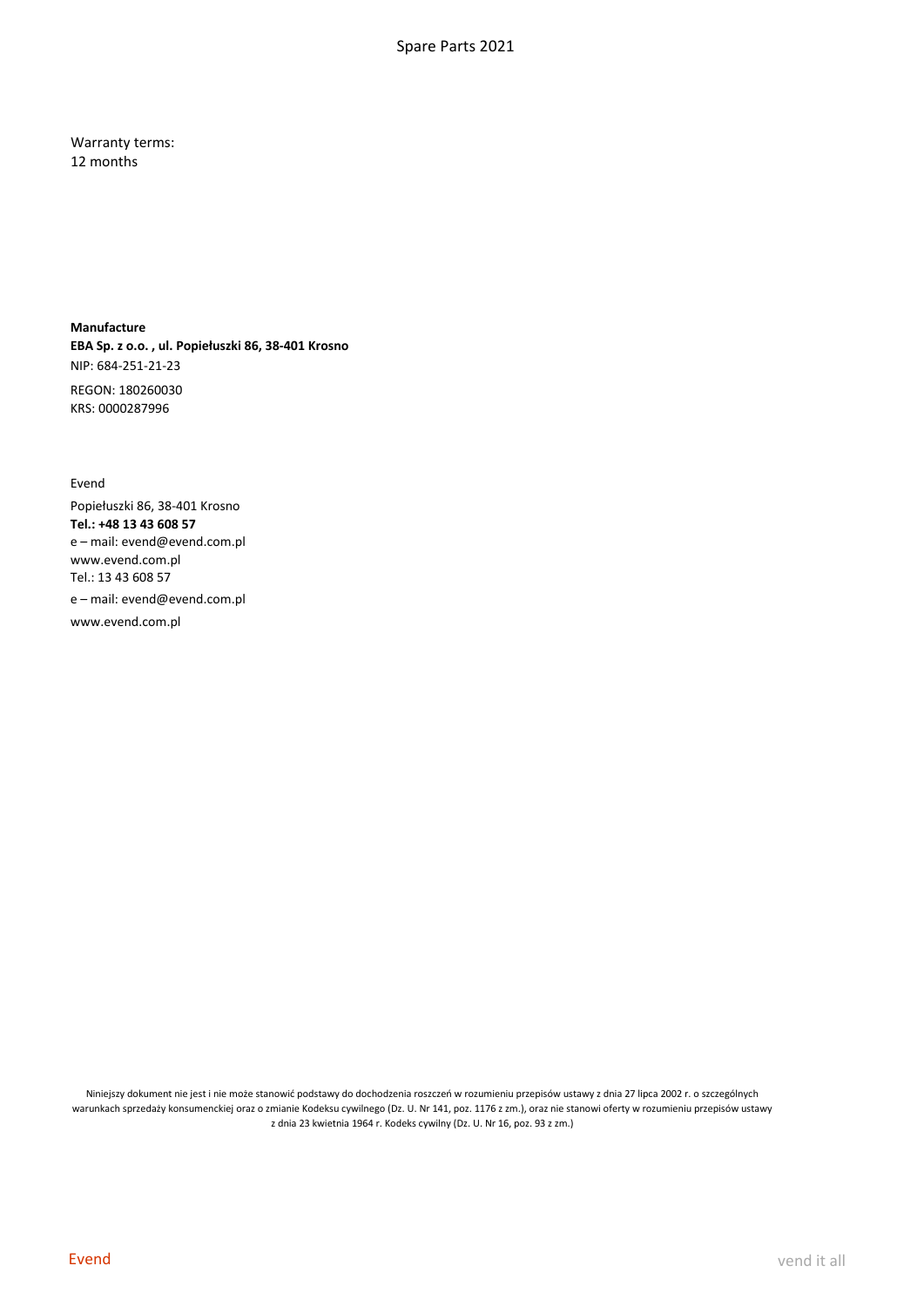Warranty terms:
12 months

**Manufacture**
**EBA Sp. z o.o. , ul. Popiełuszki 86, 38-401 Krosno**
NIP: 684-251-21-23

REGON: 180260030
KRS: 0000287996

Evend

Popiełuszki 86, 38-401 Krosno
**Tel.: +48 13 43 608 57**
e – mail: evend@evend.com.pl
www.evend.com.pl
Tel.: 13 43 608 57

e – mail: evend@evend.com.pl

www.evend.com.pl

Niniejszy dokument nie jest i nie może stanowić podstawy do dochodzenia roszczeń w rozumieniu przepisów ustawy z dnia 27 lipca 2002 r. o szczególnych warunkach sprzedaży konsumenckiej oraz o zmianie Kodeksu cywilnego (Dz. U. Nr 141, poz. 1176 z zm.), oraz nie stanowi oferty w rozumieniu przepisów ustawy z dnia 23 kwietnia 1964 r. Kodeks cywilny (Dz. U. Nr 16, poz. 93 z zm.)